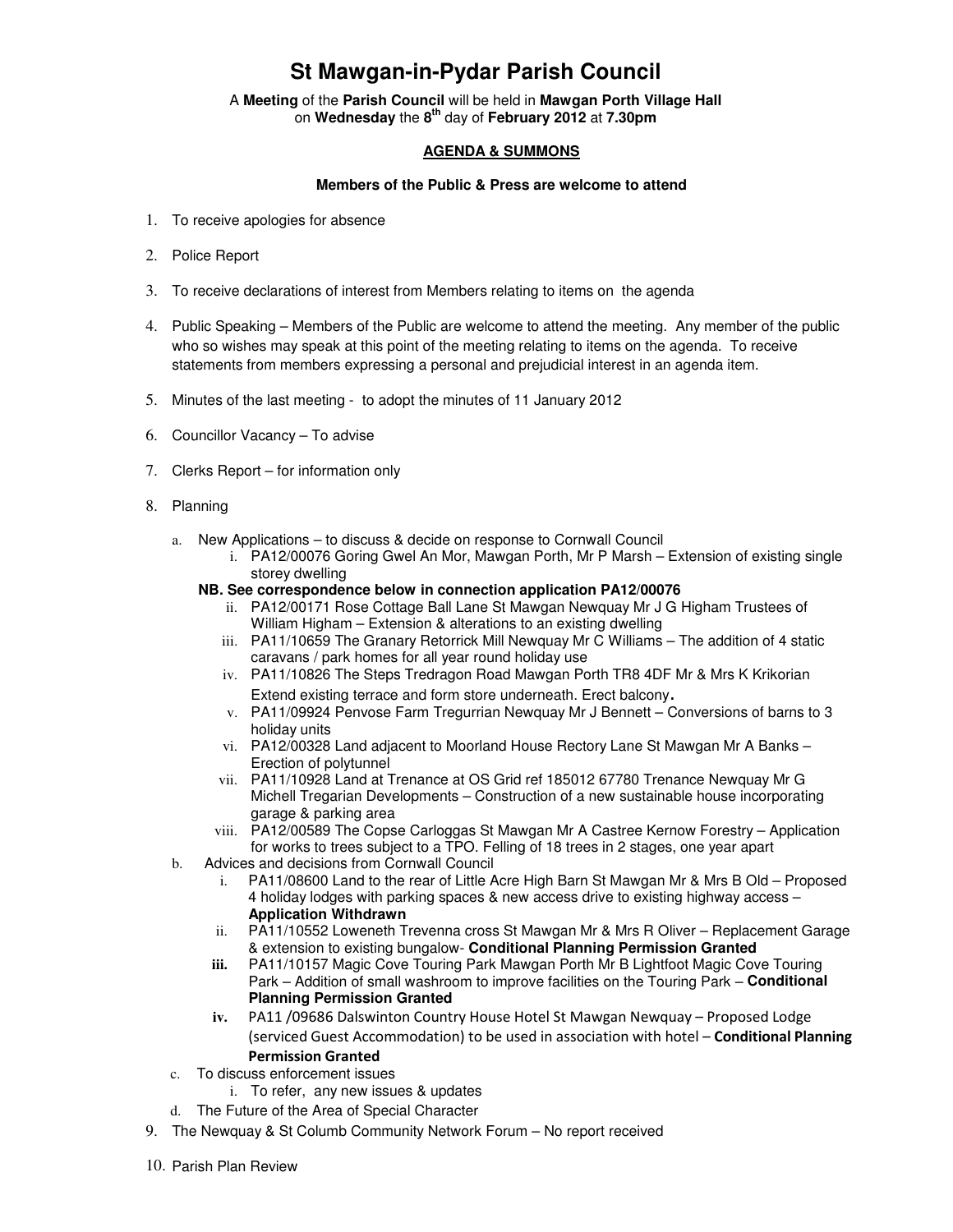# St Mawgan-in-Pydar Parish Council

A **Meeting** of the **Parish Council** will be held in **Mawgan Porth Village Hall** on **Wednesday** the **8th** day of **February 2012** at **7.30pm**

## AGENDA & SUMMONS

**Members of the Public & Press are welcome to attend**

1. To receive apologies for absence
2. Police Report
3. To receive declarations of interest from Members relating to items on the agenda
4. Public Speaking – Members of the Public are welcome to attend the meeting. Any member of the public who so wishes may speak at this point of the meeting relating to items on the agenda. To receive statements from members expressing a personal and prejudicial interest in an agenda item.
5. Minutes of the last meeting - to adopt the minutes of 11 January 2012
6. Councillor Vacancy – To advise
7. Clerks Report – for information only
8. Planning
   a. New Applications – to discuss & decide on response to Cornwall Council
      i. PA12/00076 Goring Gwel An Mor, Mawgan Porth, Mr P Marsh – Extension of existing single storey dwelling

      **NB. See correspondence below in connection application PA12/00076**

      ii. PA12/00171 Rose Cottage Ball Lane St Mawgan Newquay Mr J G Higham Trustees of William Higham – Extension & alterations to an existing dwelling
      iii. PA11/10659 The Granary Retorrick Mill Newquay Mr C Williams – The addition of 4 static caravans / park homes for all year round holiday use
      iv. PA11/10826 The Steps Tredragon Road Mawgan Porth TR8 4DF Mr & Mrs K Krikorian Extend existing terrace and form store underneath. Erect balcony**.**
      v. PA11/09924 Penvose Farm Tregurrian Newquay Mr J Bennett – Conversions of barns to 3 holiday units
      vi. PA12/00328 Land adjacent to Moorland House Rectory Lane St Mawgan Mr A Banks – Erection of polytunnel
      vii. PA11/10928 Land at Trenance at OS Grid ref 185012 67780 Trenance Newquay Mr G Michell Tregarian Developments – Construction of a new sustainable house incorporating garage & parking area
      viii. PA12/00589 The Copse Carloggas St Mawgan Mr A Castree Kernow Forestry – Application for works to trees subject to a TPO. Felling of 18 trees in 2 stages, one year apart

   b. Advices and decisions from Cornwall Council
      i. PA11/08600 Land to the rear of Little Acre High Barn St Mawgan Mr & Mrs B Old – Proposed 4 holiday lodges with parking spaces & new access drive to existing highway access – **Application Withdrawn**
      ii. PA11/10552 Loweneth Trevenna cross St Mawgan Mr & Mrs R Oliver – Replacement Garage & extension to existing bungalow- **Conditional Planning Permission Granted**
      iii. PA11/10157 Magic Cove Touring Park Mawgan Porth Mr B Lightfoot Magic Cove Touring Park – Addition of small washroom to improve facilities on the Touring Park – **Conditional Planning Permission Granted**
      iv. PA11 /09686 Dalswinton Country House Hotel St Mawgan Newquay – Proposed Lodge (serviced Guest Accommodation) to be used in association with hotel – **Conditional Planning Permission Granted**

   c. To discuss enforcement issues
      i. To refer, any new issues & updates

   d. The Future of the Area of Special Character
9. The Newquay & St Columb Community Network Forum – No report received
10. Parish Plan Review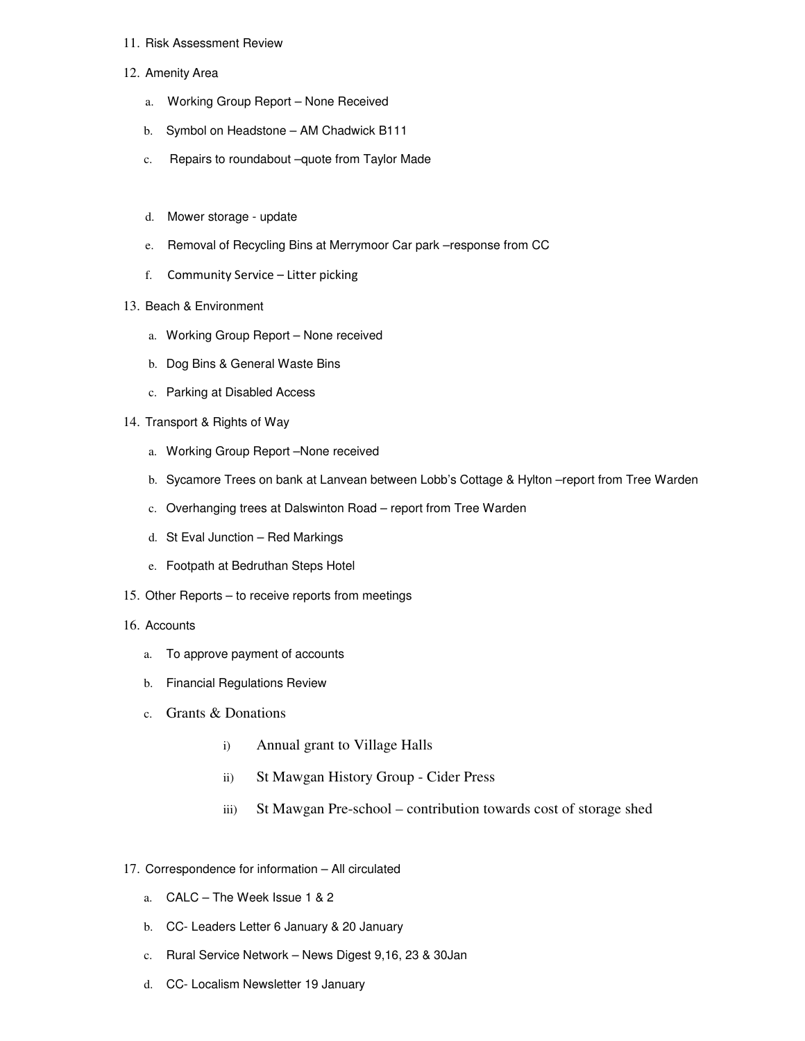11. Risk Assessment Review
12. Amenity Area
    a. Working Group Report – None Received
    b. Symbol on Headstone – AM Chadwick B111
    c. Repairs to roundabout –quote from Taylor Made
    d. Mower storage - update
    e. Removal of Recycling Bins at Merrymoor Car park –response from CC
    f. Community Service – Litter picking
13. Beach & Environment
    a. Working Group Report – None received
    b. Dog Bins & General Waste Bins
    c. Parking at Disabled Access
14. Transport & Rights of Way
    a. Working Group Report –None received
    b. Sycamore Trees on bank at Lanvean between Lobb's Cottage & Hylton –report from Tree Warden
    c. Overhanging trees at Dalswinton Road – report from Tree Warden
    d. St Eval Junction – Red Markings
    e. Footpath at Bedruthan Steps Hotel
15. Other Reports – to receive reports from meetings
16. Accounts
    a. To approve payment of accounts
    b. Financial Regulations Review
    c. Grants & Donations
        i) Annual grant to Village Halls
        ii) St Mawgan History Group - Cider Press
        iii) St Mawgan Pre-school – contribution towards cost of storage shed
17. Correspondence for information – All circulated
    a. CALC – The Week Issue 1 & 2
    b. CC- Leaders Letter 6 January & 20 January
    c. Rural Service Network – News Digest 9,16, 23 & 30Jan
    d. CC- Localism Newsletter 19 January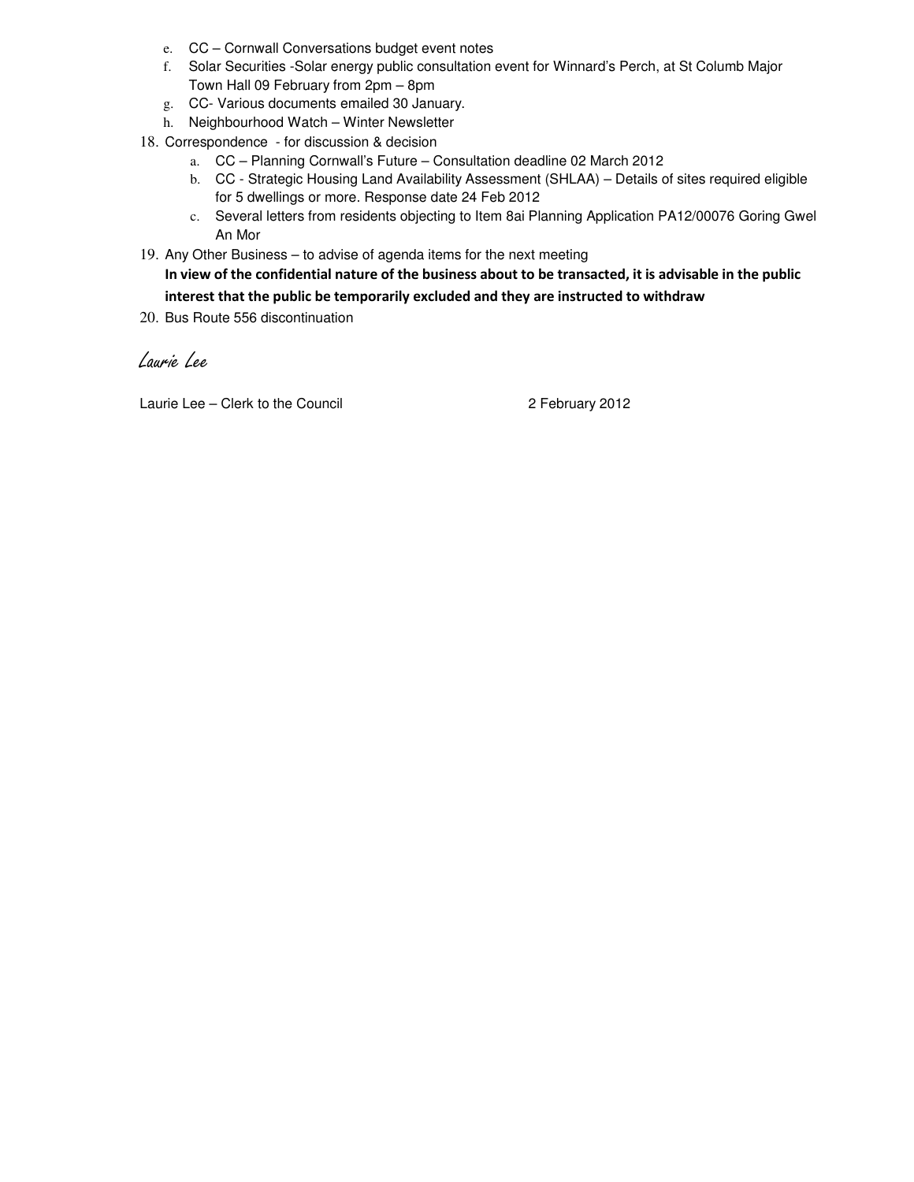e. CC – Cornwall Conversations budget event notes
f. Solar Securities -Solar energy public consultation event for Winnard's Perch, at St Columb Major Town Hall 09 February from 2pm – 8pm
g. CC- Various documents emailed 30 January.
h. Neighbourhood Watch – Winter Newsletter

18. Correspondence - for discussion & decision
    a. CC – Planning Cornwall's Future – Consultation deadline 02 March 2012
    b. CC - Strategic Housing Land Availability Assessment (SHLAA) – Details of sites required eligible for 5 dwellings or more. Response date 24 Feb 2012
    c. Several letters from residents objecting to Item 8ai Planning Application PA12/00076 Goring Gwel An Mor
19. Any Other Business – to advise of agenda items for the next meeting

**In view of the confidential nature of the business about to be transacted, it is advisable in the public interest that the public be temporarily excluded and they are instructed to withdraw**

20. Bus Route 556 discontinuation

*Laurie Lee*

Laurie Lee – Clerk to the Council 2 February 2012